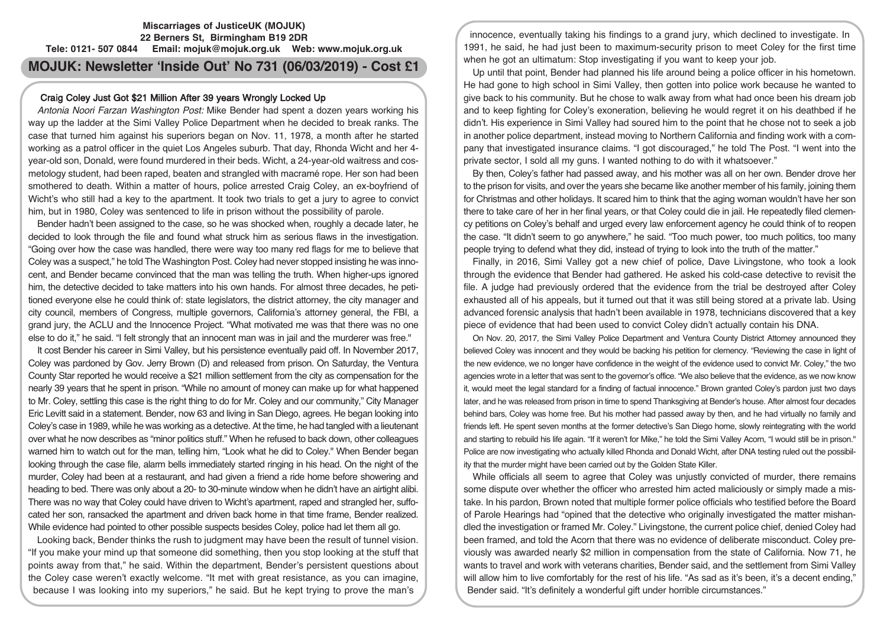**Miscarriages of JusticeUK (MOJUK)**
**22 Berners St, Birmingham B19 2DR**
**Tele: 0121- 507 0844 Email: mojuk@mojuk.org.uk Web: www.mojuk.org.uk**

# MOJUK: Newsletter 'Inside Out' No 731 (06/03/2019) - Cost £1

## Craig Coley Just Got $21 Million After 39 years Wrongly Locked Up

*Antonia Noori Farzan Washington Post:* Mike Bender had spent a dozen years working his way up the ladder at the Simi Valley Police Department when he decided to break ranks. The case that turned him against his superiors began on Nov. 11, 1978, a month after he started working as a patrol officer in the quiet Los Angeles suburb. That day, Rhonda Wicht and her 4-year-old son, Donald, were found murdered in their beds. Wicht, a 24-year-old waitress and cosmetology student, had been raped, beaten and strangled with macramé rope. Her son had been smothered to death. Within a matter of hours, police arrested Craig Coley, an ex-boyfriend of Wicht's who still had a key to the apartment. It took two trials to get a jury to agree to convict him, but in 1980, Coley was sentenced to life in prison without the possibility of parole.

Bender hadn't been assigned to the case, so he was shocked when, roughly a decade later, he decided to look through the file and found what struck him as serious flaws in the investigation. "Going over how the case was handled, there were way too many red flags for me to believe that Coley was a suspect," he told The Washington Post. Coley had never stopped insisting he was innocent, and Bender became convinced that the man was telling the truth. When higher-ups ignored him, the detective decided to take matters into his own hands. For almost three decades, he petitioned everyone else he could think of: state legislators, the district attorney, the city manager and city council, members of Congress, multiple governors, California's attorney general, the FBI, a grand jury, the ACLU and the Innocence Project. "What motivated me was that there was no one else to do it," he said. "I felt strongly that an innocent man was in jail and the murderer was free."

It cost Bender his career in Simi Valley, but his persistence eventually paid off. In November 2017, Coley was pardoned by Gov. Jerry Brown (D) and released from prison. On Saturday, the Ventura County Star reported he would receive a $21 million settlement from the city as compensation for the nearly 39 years that he spent in prison. "While no amount of money can make up for what happened to Mr. Coley, settling this case is the right thing to do for Mr. Coley and our community," City Manager Eric Levitt said in a statement. Bender, now 63 and living in San Diego, agrees. He began looking into Coley's case in 1989, while he was working as a detective. At the time, he had tangled with a lieutenant over what he now describes as "minor politics stuff." When he refused to back down, other colleagues warned him to watch out for the man, telling him, "Look what he did to Coley." When Bender began looking through the case file, alarm bells immediately started ringing in his head. On the night of the murder, Coley had been at a restaurant, and had given a friend a ride home before showering and heading to bed. There was only about a 20- to 30-minute window when he didn't have an airtight alibi. There was no way that Coley could have driven to Wicht's apartment, raped and strangled her, suffocated her son, ransacked the apartment and driven back home in that time frame, Bender realized. While evidence had pointed to other possible suspects besides Coley, police had let them all go.

Looking back, Bender thinks the rush to judgment may have been the result of tunnel vision. "If you make your mind up that someone did something, then you stop looking at the stuff that points away from that," he said. Within the department, Bender's persistent questions about the Coley case weren't exactly welcome. "It met with great resistance, as you can imagine, because I was looking into my superiors," he said. But he kept trying to prove the man's innocence, eventually taking his findings to a grand jury, which declined to investigate. In 1991, he said, he had just been to maximum-security prison to meet Coley for the first time when he got an ultimatum: Stop investigating if you want to keep your job.

Up until that point, Bender had planned his life around being a police officer in his hometown. He had gone to high school in Simi Valley, then gotten into police work because he wanted to give back to his community. But he chose to walk away from what had once been his dream job and to keep fighting for Coley's exoneration, believing he would regret it on his deathbed if he didn't. His experience in Simi Valley had soured him to the point that he chose not to seek a job in another police department, instead moving to Northern California and finding work with a company that investigated insurance claims. "I got discouraged," he told The Post. "I went into the private sector, I sold all my guns. I wanted nothing to do with it whatsoever."

By then, Coley's father had passed away, and his mother was all on her own. Bender drove her to the prison for visits, and over the years she became like another member of his family, joining them for Christmas and other holidays. It scared him to think that the aging woman wouldn't have her son there to take care of her in her final years, or that Coley could die in jail. He repeatedly filed clemency petitions on Coley's behalf and urged every law enforcement agency he could think of to reopen the case. "It didn't seem to go anywhere," he said. "Too much power, too much politics, too many people trying to defend what they did, instead of trying to look into the truth of the matter."

Finally, in 2016, Simi Valley got a new chief of police, Dave Livingstone, who took a look through the evidence that Bender had gathered. He asked his cold-case detective to revisit the file. A judge had previously ordered that the evidence from the trial be destroyed after Coley exhausted all of his appeals, but it turned out that it was still being stored at a private lab. Using advanced forensic analysis that hadn't been available in 1978, technicians discovered that a key piece of evidence that had been used to convict Coley didn't actually contain his DNA.

On Nov. 20, 2017, the Simi Valley Police Department and Ventura County District Attorney announced they believed Coley was innocent and they would be backing his petition for clemency. "Reviewing the case in light of the new evidence, we no longer have confidence in the weight of the evidence used to convict Mr. Coley," the two agencies wrote in a letter that was sent to the governor's office. "We also believe that the evidence, as we now know it, would meet the legal standard for a finding of factual innocence." Brown granted Coley's pardon just two days later, and he was released from prison in time to spend Thanksgiving at Bender's house. After almost four decades behind bars, Coley was home free. But his mother had passed away by then, and he had virtually no family and friends left. He spent seven months at the former detective's San Diego home, slowly reintegrating with the world and starting to rebuild his life again. "If it weren't for Mike," he told the Simi Valley Acorn, "I would still be in prison." Police are now investigating who actually killed Rhonda and Donald Wicht, after DNA testing ruled out the possibility that the murder might have been carried out by the Golden State Killer.

While officials all seem to agree that Coley was unjustly convicted of murder, there remains some dispute over whether the officer who arrested him acted maliciously or simply made a mistake. In his pardon, Brown noted that multiple former police officials who testified before the Board of Parole Hearings had "opined that the detective who originally investigated the matter mishandled the investigation or framed Mr. Coley." Livingstone, the current police chief, denied Coley had been framed, and told the Acorn that there was no evidence of deliberate misconduct. Coley previously was awarded nearly $2 million in compensation from the state of California. Now 71, he wants to travel and work with veterans charities, Bender said, and the settlement from Simi Valley will allow him to live comfortably for the rest of his life. "As sad as it's been, it's a decent ending," Bender said. "It's definitely a wonderful gift under horrible circumstances."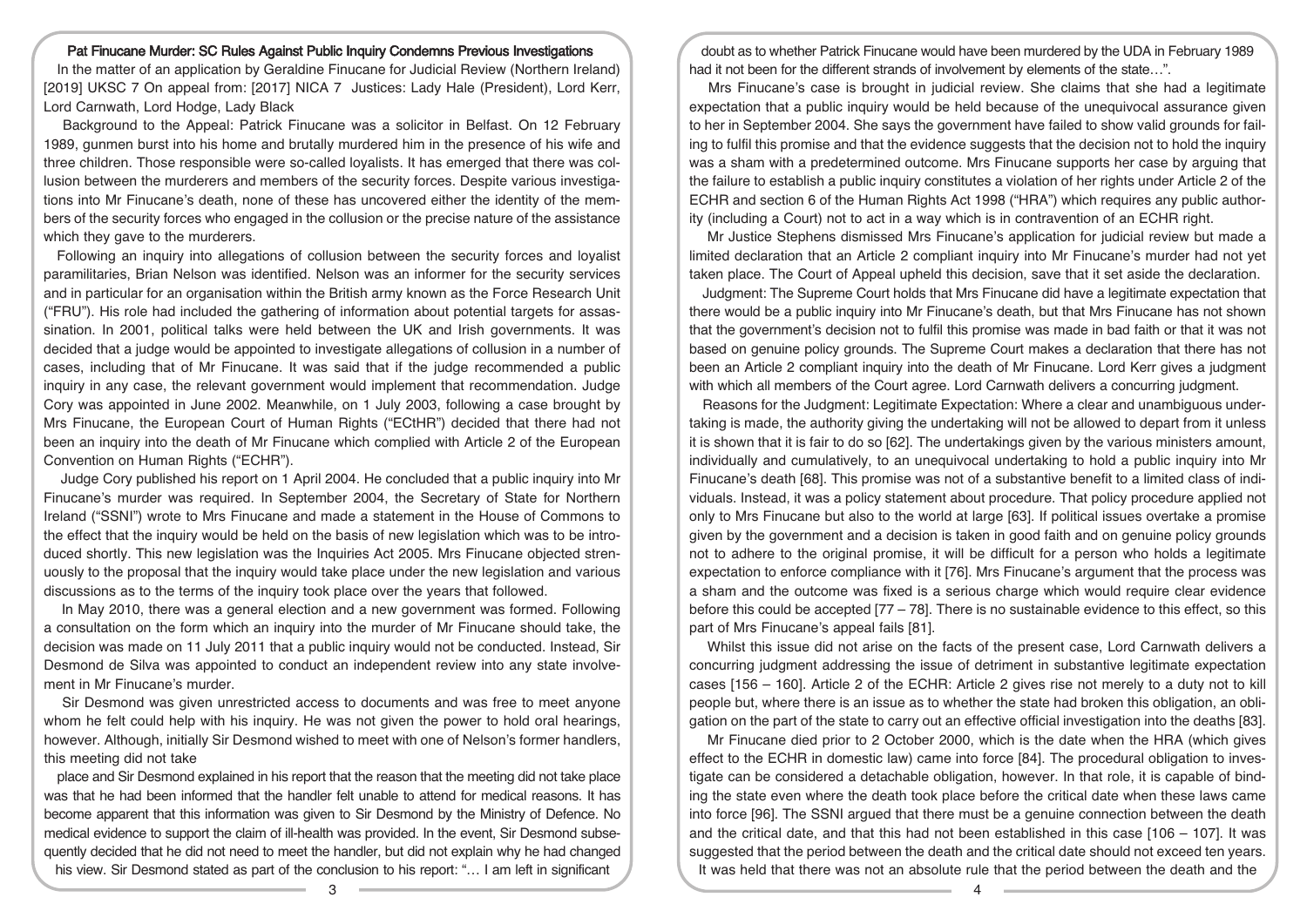## Pat Finucane Murder: SC Rules Against Public Inquiry Condemns Previous Investigations

In the matter of an application by Geraldine Finucane for Judicial Review (Northern Ireland) [2019] UKSC 7 On appeal from: [2017] NICA 7 Justices: Lady Hale (President), Lord Kerr, Lord Carnwath, Lord Hodge, Lady Black

Background to the Appeal: Patrick Finucane was a solicitor in Belfast. On 12 February 1989, gunmen burst into his home and brutally murdered him in the presence of his wife and three children. Those responsible were so-called loyalists. It has emerged that there was collusion between the murderers and members of the security forces. Despite various investigations into Mr Finucane's death, none of these has uncovered either the identity of the members of the security forces who engaged in the collusion or the precise nature of the assistance which they gave to the murderers.

Following an inquiry into allegations of collusion between the security forces and loyalist paramilitaries, Brian Nelson was identified. Nelson was an informer for the security services and in particular for an organisation within the British army known as the Force Research Unit ("FRU"). His role had included the gathering of information about potential targets for assassination. In 2001, political talks were held between the UK and Irish governments. It was decided that a judge would be appointed to investigate allegations of collusion in a number of cases, including that of Mr Finucane. It was said that if the judge recommended a public inquiry in any case, the relevant government would implement that recommendation. Judge Cory was appointed in June 2002. Meanwhile, on 1 July 2003, following a case brought by Mrs Finucane, the European Court of Human Rights ("ECtHR") decided that there had not been an inquiry into the death of Mr Finucane which complied with Article 2 of the European Convention on Human Rights ("ECHR").

Judge Cory published his report on 1 April 2004. He concluded that a public inquiry into Mr Finucane's murder was required. In September 2004, the Secretary of State for Northern Ireland ("SSNI") wrote to Mrs Finucane and made a statement in the House of Commons to the effect that the inquiry would be held on the basis of new legislation which was to be introduced shortly. This new legislation was the Inquiries Act 2005. Mrs Finucane objected strenuously to the proposal that the inquiry would take place under the new legislation and various discussions as to the terms of the inquiry took place over the years that followed.

In May 2010, there was a general election and a new government was formed. Following a consultation on the form which an inquiry into the murder of Mr Finucane should take, the decision was made on 11 July 2011 that a public inquiry would not be conducted. Instead, Sir Desmond de Silva was appointed to conduct an independent review into any state involvement in Mr Finucane's murder.

Sir Desmond was given unrestricted access to documents and was free to meet anyone whom he felt could help with his inquiry. He was not given the power to hold oral hearings, however. Although, initially Sir Desmond wished to meet with one of Nelson's former handlers, this meeting did not take place and Sir Desmond explained in his report that the reason that the meeting did not take place was that he had been informed that the handler felt unable to attend for medical reasons. It has become apparent that this information was given to Sir Desmond by the Ministry of Defence. No medical evidence to support the claim of ill-health was provided. In the event, Sir Desmond subsequently decided that he did not need to meet the handler, but did not explain why he had changed his view. Sir Desmond stated as part of the conclusion to his report: "… I am left in significant doubt as to whether Patrick Finucane would have been murdered by the UDA in February 1989 had it not been for the different strands of involvement by elements of the state…".

Mrs Finucane's case is brought in judicial review. She claims that she had a legitimate expectation that a public inquiry would be held because of the unequivocal assurance given to her in September 2004. She says the government have failed to show valid grounds for failing to fulfil this promise and that the evidence suggests that the decision not to hold the inquiry was a sham with a predetermined outcome. Mrs Finucane supports her case by arguing that the failure to establish a public inquiry constitutes a violation of her rights under Article 2 of the ECHR and section 6 of the Human Rights Act 1998 ("HRA") which requires any public authority (including a Court) not to act in a way which is in contravention of an ECHR right.

Mr Justice Stephens dismissed Mrs Finucane's application for judicial review but made a limited declaration that an Article 2 compliant inquiry into Mr Finucane's murder had not yet taken place. The Court of Appeal upheld this decision, save that it set aside the declaration.

Judgment: The Supreme Court holds that Mrs Finucane did have a legitimate expectation that there would be a public inquiry into Mr Finucane's death, but that Mrs Finucane has not shown that the government's decision not to fulfil this promise was made in bad faith or that it was not based on genuine policy grounds. The Supreme Court makes a declaration that there has not been an Article 2 compliant inquiry into the death of Mr Finucane. Lord Kerr gives a judgment with which all members of the Court agree. Lord Carnwath delivers a concurring judgment.

Reasons for the Judgment: Legitimate Expectation: Where a clear and unambiguous undertaking is made, the authority giving the undertaking will not be allowed to depart from it unless it is shown that it is fair to do so [62]. The undertakings given by the various ministers amount, individually and cumulatively, to an unequivocal undertaking to hold a public inquiry into Mr Finucane's death [68]. This promise was not of a substantive benefit to a limited class of individuals. Instead, it was a policy statement about procedure. That policy procedure applied not only to Mrs Finucane but also to the world at large [63]. If political issues overtake a promise given by the government and a decision is taken in good faith and on genuine policy grounds not to adhere to the original promise, it will be difficult for a person who holds a legitimate expectation to enforce compliance with it [76]. Mrs Finucane's argument that the process was a sham and the outcome was fixed is a serious charge which would require clear evidence before this could be accepted [77 – 78]. There is no sustainable evidence to this effect, so this part of Mrs Finucane's appeal fails [81].

Whilst this issue did not arise on the facts of the present case, Lord Carnwath delivers a concurring judgment addressing the issue of detriment in substantive legitimate expectation cases [156 – 160]. Article 2 of the ECHR: Article 2 gives rise not merely to a duty not to kill people but, where there is an issue as to whether the state had broken this obligation, an obligation on the part of the state to carry out an effective official investigation into the deaths [83].

Mr Finucane died prior to 2 October 2000, which is the date when the HRA (which gives effect to the ECHR in domestic law) came into force [84]. The procedural obligation to investigate can be considered a detachable obligation, however. In that role, it is capable of binding the state even where the death took place before the critical date when these laws came into force [96]. The SSNI argued that there must be a genuine connection between the death and the critical date, and that this had not been established in this case [106 – 107]. It was suggested that the period between the death and the critical date should not exceed ten years. It was held that there was not an absolute rule that the period between the death and the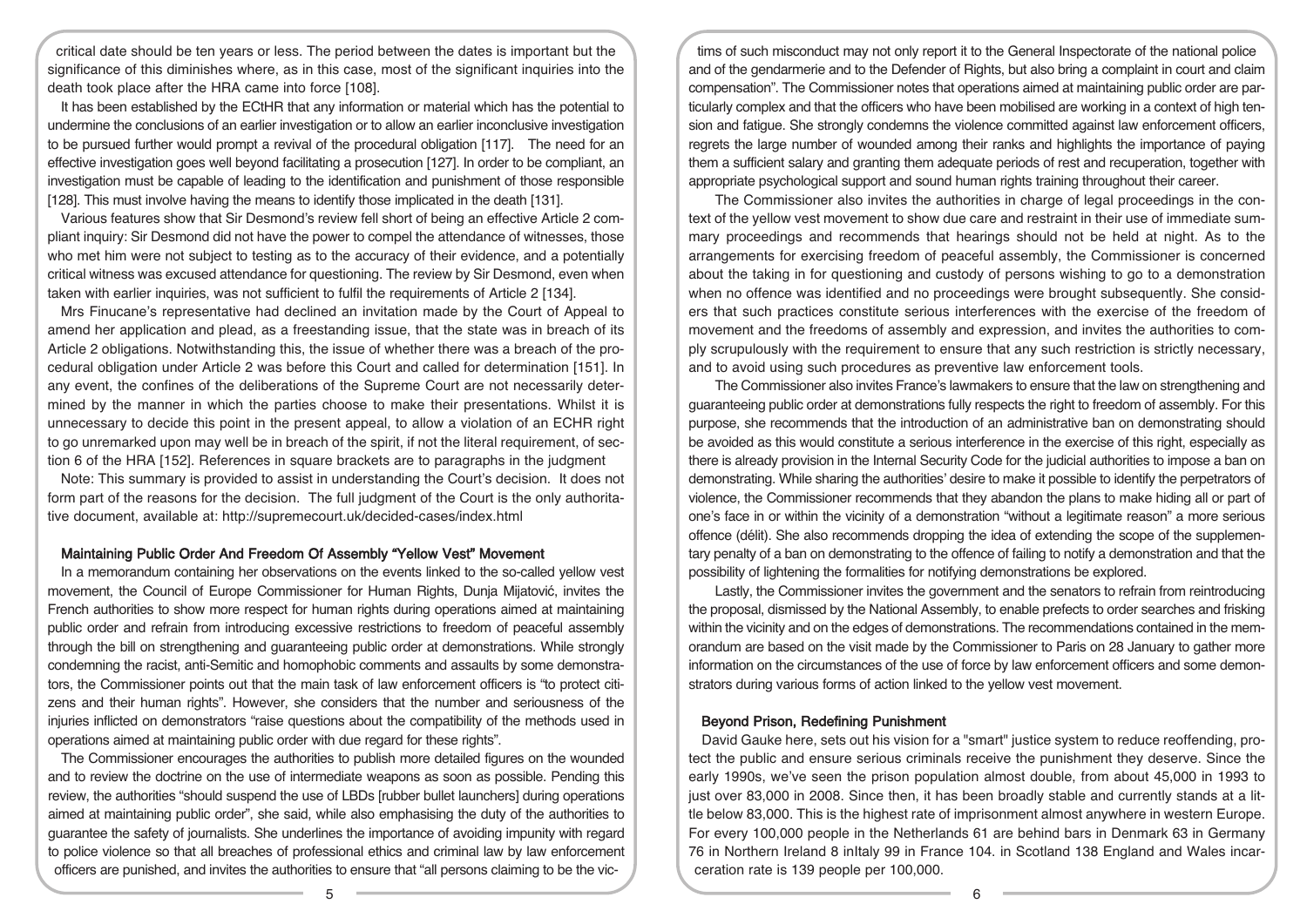critical date should be ten years or less. The period between the dates is important but the significance of this diminishes where, as in this case, most of the significant inquiries into the death took place after the HRA came into force [108].

It has been established by the ECtHR that any information or material which has the potential to undermine the conclusions of an earlier investigation or to allow an earlier inconclusive investigation to be pursued further would prompt a revival of the procedural obligation [117]. The need for an effective investigation goes well beyond facilitating a prosecution [127]. In order to be compliant, an investigation must be capable of leading to the identification and punishment of those responsible [128]. This must involve having the means to identify those implicated in the death [131].

Various features show that Sir Desmond's review fell short of being an effective Article 2 compliant inquiry: Sir Desmond did not have the power to compel the attendance of witnesses, those who met him were not subject to testing as to the accuracy of their evidence, and a potentially critical witness was excused attendance for questioning. The review by Sir Desmond, even when taken with earlier inquiries, was not sufficient to fulfil the requirements of Article 2 [134].

Mrs Finucane's representative had declined an invitation made by the Court of Appeal to amend her application and plead, as a freestanding issue, that the state was in breach of its Article 2 obligations. Notwithstanding this, the issue of whether there was a breach of the procedural obligation under Article 2 was before this Court and called for determination [151]. In any event, the confines of the deliberations of the Supreme Court are not necessarily determined by the manner in which the parties choose to make their presentations. Whilst it is unnecessary to decide this point in the present appeal, to allow a violation of an ECHR right to go unremarked upon may well be in breach of the spirit, if not the literal requirement, of section 6 of the HRA [152]. References in square brackets are to paragraphs in the judgment

Note: This summary is provided to assist in understanding the Court's decision. It does not form part of the reasons for the decision. The full judgment of the Court is the only authoritative document, available at: http://supremecourt.uk/decided-cases/index.html

## Maintaining Public Order And Freedom Of Assembly "Yellow Vest" Movement

In a memorandum containing her observations on the events linked to the so-called yellow vest movement, the Council of Europe Commissioner for Human Rights, Dunja Mijatović, invites the French authorities to show more respect for human rights during operations aimed at maintaining public order and refrain from introducing excessive restrictions to freedom of peaceful assembly through the bill on strengthening and guaranteeing public order at demonstrations. While strongly condemning the racist, anti-Semitic and homophobic comments and assaults by some demonstrators, the Commissioner points out that the main task of law enforcement officers is "to protect citizens and their human rights". However, she considers that the number and seriousness of the injuries inflicted on demonstrators "raise questions about the compatibility of the methods used in operations aimed at maintaining public order with due regard for these rights".

The Commissioner encourages the authorities to publish more detailed figures on the wounded and to review the doctrine on the use of intermediate weapons as soon as possible. Pending this review, the authorities "should suspend the use of LBDs [rubber bullet launchers] during operations aimed at maintaining public order", she said, while also emphasising the duty of the authorities to guarantee the safety of journalists. She underlines the importance of avoiding impunity with regard to police violence so that all breaches of professional ethics and criminal law by law enforcement officers are punished, and invites the authorities to ensure that "all persons claiming to be the victims of such misconduct may not only report it to the General Inspectorate of the national police and of the gendarmerie and to the Defender of Rights, but also bring a complaint in court and claim compensation". The Commissioner notes that operations aimed at maintaining public order are particularly complex and that the officers who have been mobilised are working in a context of high tension and fatigue. She strongly condemns the violence committed against law enforcement officers, regrets the large number of wounded among their ranks and highlights the importance of paying them a sufficient salary and granting them adequate periods of rest and recuperation, together with appropriate psychological support and sound human rights training throughout their career.

The Commissioner also invites the authorities in charge of legal proceedings in the context of the yellow vest movement to show due care and restraint in their use of immediate summary proceedings and recommends that hearings should not be held at night. As to the arrangements for exercising freedom of peaceful assembly, the Commissioner is concerned about the taking in for questioning and custody of persons wishing to go to a demonstration when no offence was identified and no proceedings were brought subsequently. She considers that such practices constitute serious interferences with the exercise of the freedom of movement and the freedoms of assembly and expression, and invites the authorities to comply scrupulously with the requirement to ensure that any such restriction is strictly necessary, and to avoid using such procedures as preventive law enforcement tools.

The Commissioner also invites France's lawmakers to ensure that the law on strengthening and guaranteeing public order at demonstrations fully respects the right to freedom of assembly. For this purpose, she recommends that the introduction of an administrative ban on demonstrating should be avoided as this would constitute a serious interference in the exercise of this right, especially as there is already provision in the Internal Security Code for the judicial authorities to impose a ban on demonstrating. While sharing the authorities' desire to make it possible to identify the perpetrators of violence, the Commissioner recommends that they abandon the plans to make hiding all or part of one's face in or within the vicinity of a demonstration "without a legitimate reason" a more serious offence (délit). She also recommends dropping the idea of extending the scope of the supplementary penalty of a ban on demonstrating to the offence of failing to notify a demonstration and that the possibility of lightening the formalities for notifying demonstrations be explored.

Lastly, the Commissioner invites the government and the senators to refrain from reintroducing the proposal, dismissed by the National Assembly, to enable prefects to order searches and frisking within the vicinity and on the edges of demonstrations. The recommendations contained in the memorandum are based on the visit made by the Commissioner to Paris on 28 January to gather more information on the circumstances of the use of force by law enforcement officers and some demonstrators during various forms of action linked to the yellow vest movement.

## Beyond Prison, Redefining Punishment

David Gauke here, sets out his vision for a "smart" justice system to reduce reoffending, protect the public and ensure serious criminals receive the punishment they deserve. Since the early 1990s, we've seen the prison population almost double, from about 45,000 in 1993 to just over 83,000 in 2008. Since then, it has been broadly stable and currently stands at a little below 83,000. This is the highest rate of imprisonment almost anywhere in western Europe. For every 100,000 people in the Netherlands 61 are behind bars in Denmark 63 in Germany 76 in Northern Ireland 8 inItaly 99 in France 104. in Scotland 138 England and Wales incarceration rate is 139 people per 100,000.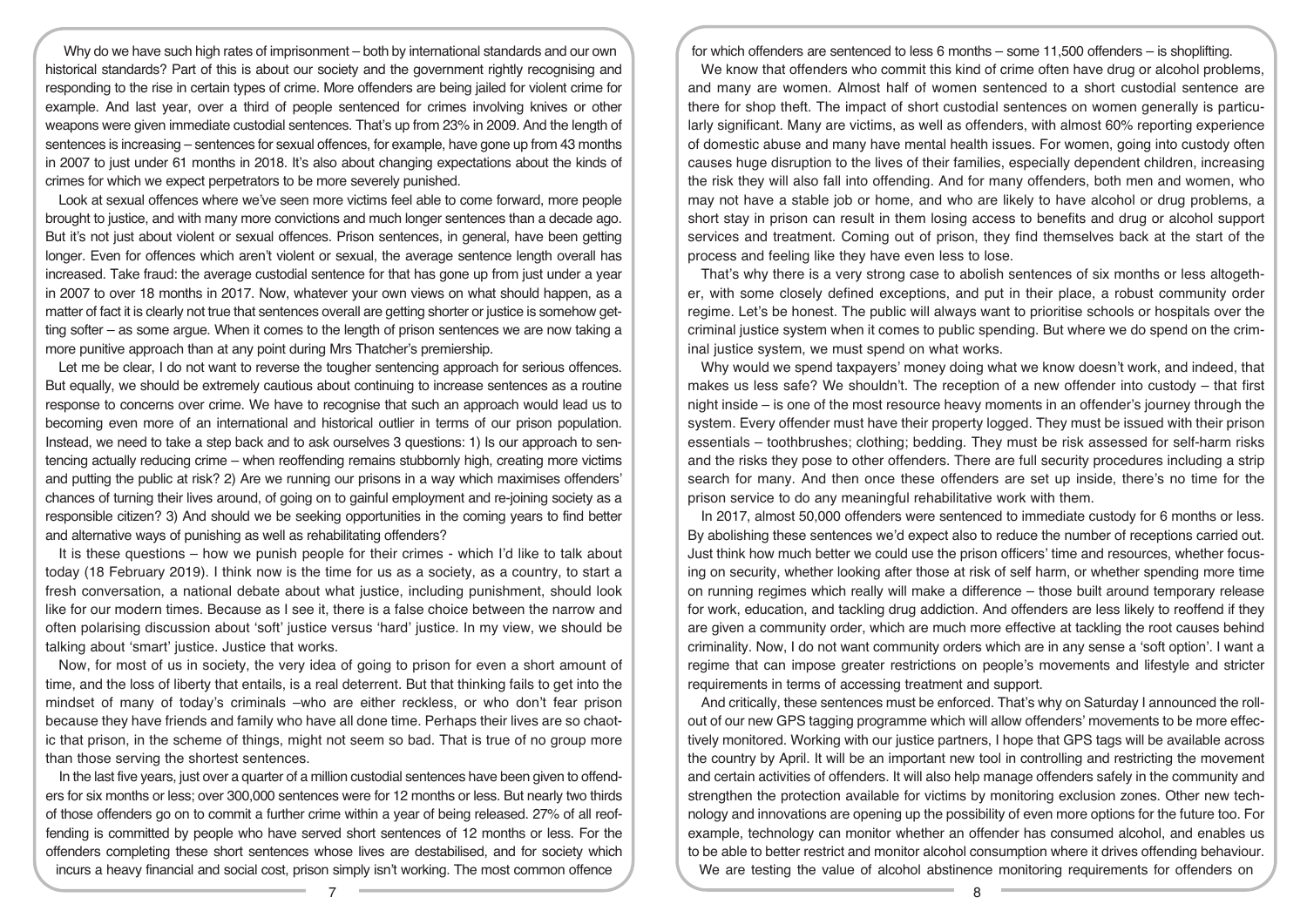Why do we have such high rates of imprisonment – both by international standards and our own historical standards? Part of this is about our society and the government rightly recognising and responding to the rise in certain types of crime. More offenders are being jailed for violent crime for example. And last year, over a third of people sentenced for crimes involving knives or other weapons were given immediate custodial sentences. That's up from 23% in 2009. And the length of sentences is increasing – sentences for sexual offences, for example, have gone up from 43 months in 2007 to just under 61 months in 2018. It's also about changing expectations about the kinds of crimes for which we expect perpetrators to be more severely punished.

Look at sexual offences where we've seen more victims feel able to come forward, more people brought to justice, and with many more convictions and much longer sentences than a decade ago. But it's not just about violent or sexual offences. Prison sentences, in general, have been getting longer. Even for offences which aren't violent or sexual, the average sentence length overall has increased. Take fraud: the average custodial sentence for that has gone up from just under a year in 2007 to over 18 months in 2017. Now, whatever your own views on what should happen, as a matter of fact it is clearly not true that sentences overall are getting shorter or justice is somehow getting softer – as some argue. When it comes to the length of prison sentences we are now taking a more punitive approach than at any point during Mrs Thatcher's premiership.

Let me be clear, I do not want to reverse the tougher sentencing approach for serious offences. But equally, we should be extremely cautious about continuing to increase sentences as a routine response to concerns over crime. We have to recognise that such an approach would lead us to becoming even more of an international and historical outlier in terms of our prison population. Instead, we need to take a step back and to ask ourselves 3 questions: 1) Is our approach to sentencing actually reducing crime – when reoffending remains stubbornly high, creating more victims and putting the public at risk? 2) Are we running our prisons in a way which maximises offenders' chances of turning their lives around, of going on to gainful employment and re-joining society as a responsible citizen? 3) And should we be seeking opportunities in the coming years to find better and alternative ways of punishing as well as rehabilitating offenders?

It is these questions – how we punish people for their crimes - which I'd like to talk about today (18 February 2019). I think now is the time for us as a society, as a country, to start a fresh conversation, a national debate about what justice, including punishment, should look like for our modern times. Because as I see it, there is a false choice between the narrow and often polarising discussion about 'soft' justice versus 'hard' justice. In my view, we should be talking about 'smart' justice. Justice that works.

Now, for most of us in society, the very idea of going to prison for even a short amount of time, and the loss of liberty that entails, is a real deterrent. But that thinking fails to get into the mindset of many of today's criminals –who are either reckless, or who don't fear prison because they have friends and family who have all done time. Perhaps their lives are so chaotic that prison, in the scheme of things, might not seem so bad. That is true of no group more than those serving the shortest sentences.

In the last five years, just over a quarter of a million custodial sentences have been given to offenders for six months or less; over 300,000 sentences were for 12 months or less. But nearly two thirds of those offenders go on to commit a further crime within a year of being released. 27% of all reoffending is committed by people who have served short sentences of 12 months or less. For the offenders completing these short sentences whose lives are destabilised, and for society which incurs a heavy financial and social cost, prison simply isn't working. The most common offence for which offenders are sentenced to less 6 months – some 11,500 offenders – is shoplifting.

We know that offenders who commit this kind of crime often have drug or alcohol problems, and many are women. Almost half of women sentenced to a short custodial sentence are there for shop theft. The impact of short custodial sentences on women generally is particularly significant. Many are victims, as well as offenders, with almost 60% reporting experience of domestic abuse and many have mental health issues. For women, going into custody often causes huge disruption to the lives of their families, especially dependent children, increasing the risk they will also fall into offending. And for many offenders, both men and women, who may not have a stable job or home, and who are likely to have alcohol or drug problems, a short stay in prison can result in them losing access to benefits and drug or alcohol support services and treatment. Coming out of prison, they find themselves back at the start of the process and feeling like they have even less to lose.

That's why there is a very strong case to abolish sentences of six months or less altogether, with some closely defined exceptions, and put in their place, a robust community order regime. Let's be honest. The public will always want to prioritise schools or hospitals over the criminal justice system when it comes to public spending. But where we do spend on the criminal justice system, we must spend on what works.

Why would we spend taxpayers' money doing what we know doesn't work, and indeed, that makes us less safe? We shouldn't. The reception of a new offender into custody – that first night inside – is one of the most resource heavy moments in an offender's journey through the system. Every offender must have their property logged. They must be issued with their prison essentials – toothbrushes; clothing; bedding. They must be risk assessed for self-harm risks and the risks they pose to other offenders. There are full security procedures including a strip search for many. And then once these offenders are set up inside, there's no time for the prison service to do any meaningful rehabilitative work with them.

In 2017, almost 50,000 offenders were sentenced to immediate custody for 6 months or less. By abolishing these sentences we'd expect also to reduce the number of receptions carried out. Just think how much better we could use the prison officers' time and resources, whether focusing on security, whether looking after those at risk of self harm, or whether spending more time on running regimes which really will make a difference – those built around temporary release for work, education, and tackling drug addiction. And offenders are less likely to reoffend if they are given a community order, which are much more effective at tackling the root causes behind criminality. Now, I do not want community orders which are in any sense a 'soft option'. I want a regime that can impose greater restrictions on people's movements and lifestyle and stricter requirements in terms of accessing treatment and support.

And critically, these sentences must be enforced. That's why on Saturday I announced the rollout of our new GPS tagging programme which will allow offenders' movements to be more effectively monitored. Working with our justice partners, I hope that GPS tags will be available across the country by April. It will be an important new tool in controlling and restricting the movement and certain activities of offenders. It will also help manage offenders safely in the community and strengthen the protection available for victims by monitoring exclusion zones. Other new technology and innovations are opening up the possibility of even more options for the future too. For example, technology can monitor whether an offender has consumed alcohol, and enables us to be able to better restrict and monitor alcohol consumption where it drives offending behaviour.

We are testing the value of alcohol abstinence monitoring requirements for offenders on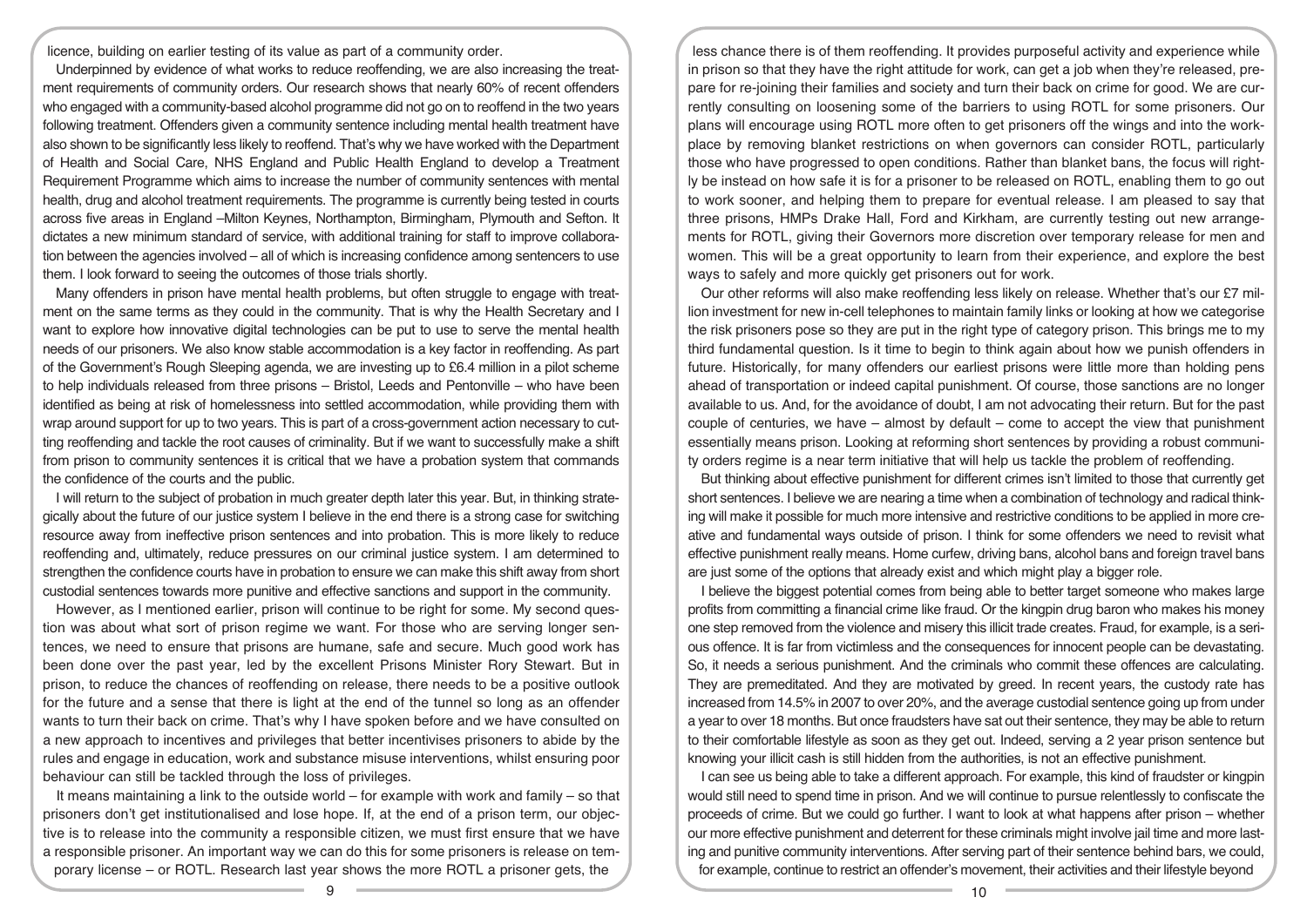licence, building on earlier testing of its value as part of a community order.

Underpinned by evidence of what works to reduce reoffending, we are also increasing the treatment requirements of community orders. Our research shows that nearly 60% of recent offenders who engaged with a community-based alcohol programme did not go on to reoffend in the two years following treatment. Offenders given a community sentence including mental health treatment have also shown to be significantly less likely to reoffend. That's why we have worked with the Department of Health and Social Care, NHS England and Public Health England to develop a Treatment Requirement Programme which aims to increase the number of community sentences with mental health, drug and alcohol treatment requirements. The programme is currently being tested in courts across five areas in England –Milton Keynes, Northampton, Birmingham, Plymouth and Sefton. It dictates a new minimum standard of service, with additional training for staff to improve collaboration between the agencies involved – all of which is increasing confidence among sentencers to use them. I look forward to seeing the outcomes of those trials shortly.

Many offenders in prison have mental health problems, but often struggle to engage with treatment on the same terms as they could in the community. That is why the Health Secretary and I want to explore how innovative digital technologies can be put to use to serve the mental health needs of our prisoners. We also know stable accommodation is a key factor in reoffending. As part of the Government's Rough Sleeping agenda, we are investing up to £6.4 million in a pilot scheme to help individuals released from three prisons – Bristol, Leeds and Pentonville – who have been identified as being at risk of homelessness into settled accommodation, while providing them with wrap around support for up to two years. This is part of a cross-government action necessary to cutting reoffending and tackle the root causes of criminality. But if we want to successfully make a shift from prison to community sentences it is critical that we have a probation system that commands the confidence of the courts and the public.

I will return to the subject of probation in much greater depth later this year. But, in thinking strategically about the future of our justice system I believe in the end there is a strong case for switching resource away from ineffective prison sentences and into probation. This is more likely to reduce reoffending and, ultimately, reduce pressures on our criminal justice system. I am determined to strengthen the confidence courts have in probation to ensure we can make this shift away from short custodial sentences towards more punitive and effective sanctions and support in the community.

However, as I mentioned earlier, prison will continue to be right for some. My second question was about what sort of prison regime we want. For those who are serving longer sentences, we need to ensure that prisons are humane, safe and secure. Much good work has been done over the past year, led by the excellent Prisons Minister Rory Stewart. But in prison, to reduce the chances of reoffending on release, there needs to be a positive outlook for the future and a sense that there is light at the end of the tunnel so long as an offender wants to turn their back on crime. That's why I have spoken before and we have consulted on a new approach to incentives and privileges that better incentivises prisoners to abide by the rules and engage in education, work and substance misuse interventions, whilst ensuring poor behaviour can still be tackled through the loss of privileges.

It means maintaining a link to the outside world – for example with work and family – so that prisoners don't get institutionalised and lose hope. If, at the end of a prison term, our objective is to release into the community a responsible citizen, we must first ensure that we have a responsible prisoner. An important way we can do this for some prisoners is release on temporary license – or ROTL. Research last year shows the more ROTL a prisoner gets, the less chance there is of them reoffending. It provides purposeful activity and experience while in prison so that they have the right attitude for work, can get a job when they're released, prepare for re-joining their families and society and turn their back on crime for good. We are currently consulting on loosening some of the barriers to using ROTL for some prisoners. Our plans will encourage using ROTL more often to get prisoners off the wings and into the workplace by removing blanket restrictions on when governors can consider ROTL, particularly those who have progressed to open conditions. Rather than blanket bans, the focus will rightly be instead on how safe it is for a prisoner to be released on ROTL, enabling them to go out to work sooner, and helping them to prepare for eventual release. I am pleased to say that three prisons, HMPs Drake Hall, Ford and Kirkham, are currently testing out new arrangements for ROTL, giving their Governors more discretion over temporary release for men and women. This will be a great opportunity to learn from their experience, and explore the best ways to safely and more quickly get prisoners out for work.

Our other reforms will also make reoffending less likely on release. Whether that's our £7 million investment for new in-cell telephones to maintain family links or looking at how we categorise the risk prisoners pose so they are put in the right type of category prison. This brings me to my third fundamental question. Is it time to begin to think again about how we punish offenders in future. Historically, for many offenders our earliest prisons were little more than holding pens ahead of transportation or indeed capital punishment. Of course, those sanctions are no longer available to us. And, for the avoidance of doubt, I am not advocating their return. But for the past couple of centuries, we have – almost by default – come to accept the view that punishment essentially means prison. Looking at reforming short sentences by providing a robust community orders regime is a near term initiative that will help us tackle the problem of reoffending.

But thinking about effective punishment for different crimes isn't limited to those that currently get short sentences. I believe we are nearing a time when a combination of technology and radical thinking will make it possible for much more intensive and restrictive conditions to be applied in more creative and fundamental ways outside of prison. I think for some offenders we need to revisit what effective punishment really means. Home curfew, driving bans, alcohol bans and foreign travel bans are just some of the options that already exist and which might play a bigger role.

I believe the biggest potential comes from being able to better target someone who makes large profits from committing a financial crime like fraud. Or the kingpin drug baron who makes his money one step removed from the violence and misery this illicit trade creates. Fraud, for example, is a serious offence. It is far from victimless and the consequences for innocent people can be devastating. So, it needs a serious punishment. And the criminals who commit these offences are calculating. They are premeditated. And they are motivated by greed. In recent years, the custody rate has increased from 14.5% in 2007 to over 20%, and the average custodial sentence going up from under a year to over 18 months. But once fraudsters have sat out their sentence, they may be able to return to their comfortable lifestyle as soon as they get out. Indeed, serving a 2 year prison sentence but knowing your illicit cash is still hidden from the authorities, is not an effective punishment.

I can see us being able to take a different approach. For example, this kind of fraudster or kingpin would still need to spend time in prison. And we will continue to pursue relentlessly to confiscate the proceeds of crime. But we could go further. I want to look at what happens after prison – whether our more effective punishment and deterrent for these criminals might involve jail time and more lasting and punitive community interventions. After serving part of their sentence behind bars, we could, for example, continue to restrict an offender's movement, their activities and their lifestyle beyond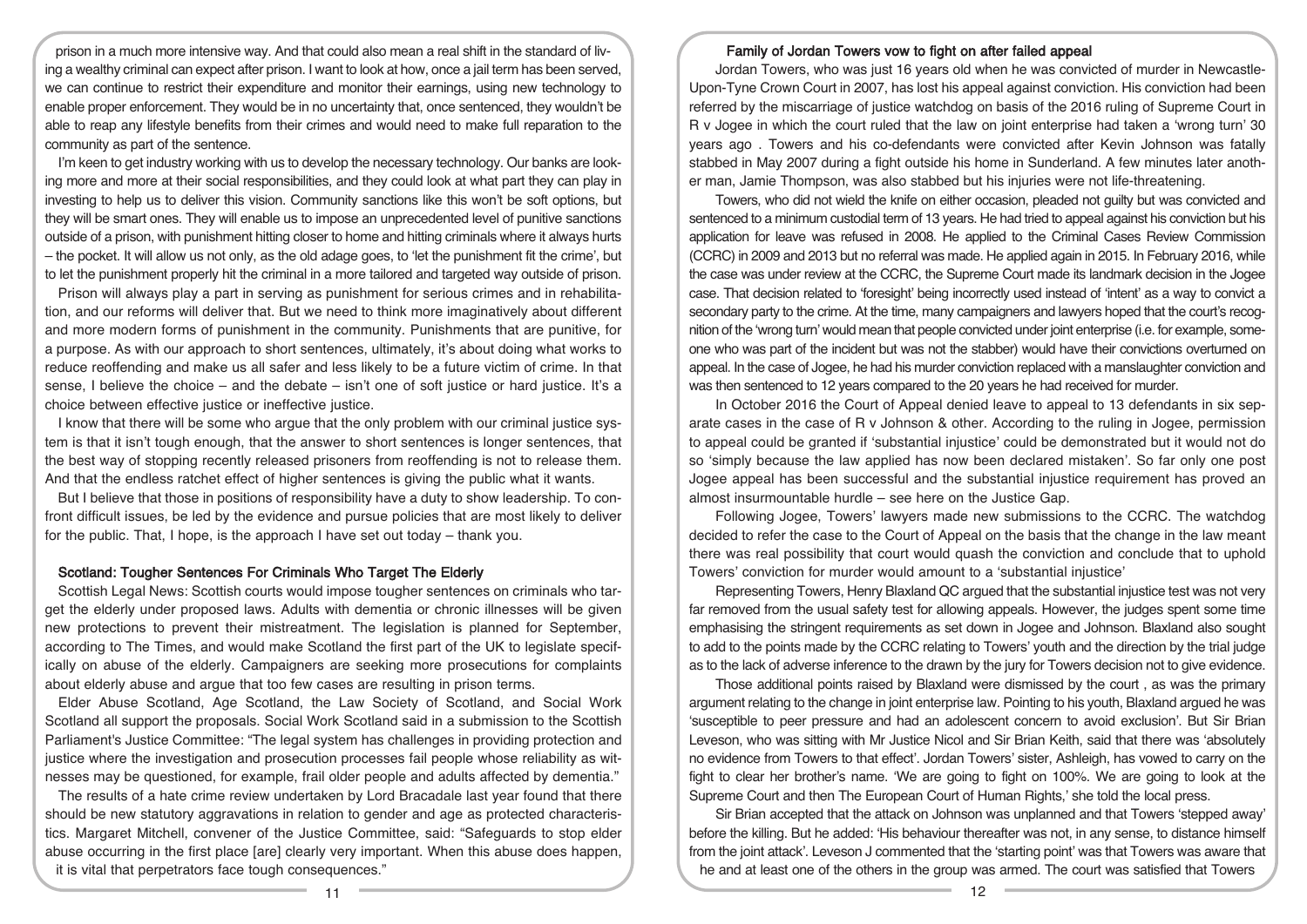prison in a much more intensive way. And that could also mean a real shift in the standard of living a wealthy criminal can expect after prison. I want to look at how, once a jail term has been served, we can continue to restrict their expenditure and monitor their earnings, using new technology to enable proper enforcement. They would be in no uncertainty that, once sentenced, they wouldn't be able to reap any lifestyle benefits from their crimes and would need to make full reparation to the community as part of the sentence.

I'm keen to get industry working with us to develop the necessary technology. Our banks are looking more and more at their social responsibilities, and they could look at what part they can play in investing to help us to deliver this vision. Community sanctions like this won't be soft options, but they will be smart ones. They will enable us to impose an unprecedented level of punitive sanctions outside of a prison, with punishment hitting closer to home and hitting criminals where it always hurts – the pocket. It will allow us not only, as the old adage goes, to 'let the punishment fit the crime', but to let the punishment properly hit the criminal in a more tailored and targeted way outside of prison.

Prison will always play a part in serving as punishment for serious crimes and in rehabilitation, and our reforms will deliver that. But we need to think more imaginatively about different and more modern forms of punishment in the community. Punishments that are punitive, for a purpose. As with our approach to short sentences, ultimately, it's about doing what works to reduce reoffending and make us all safer and less likely to be a future victim of crime. In that sense, I believe the choice – and the debate – isn't one of soft justice or hard justice. It's a choice between effective justice or ineffective justice.

I know that there will be some who argue that the only problem with our criminal justice system is that it isn't tough enough, that the answer to short sentences is longer sentences, that the best way of stopping recently released prisoners from reoffending is not to release them. And that the endless ratchet effect of higher sentences is giving the public what it wants.

But I believe that those in positions of responsibility have a duty to show leadership. To confront difficult issues, be led by the evidence and pursue policies that are most likely to deliver for the public. That, I hope, is the approach I have set out today – thank you.

### Scotland: Tougher Sentences For Criminals Who Target The Elderly

Scottish Legal News: Scottish courts would impose tougher sentences on criminals who target the elderly under proposed laws. Adults with dementia or chronic illnesses will be given new protections to prevent their mistreatment. The legislation is planned for September, according to The Times, and would make Scotland the first part of the UK to legislate specifically on abuse of the elderly. Campaigners are seeking more prosecutions for complaints about elderly abuse and argue that too few cases are resulting in prison terms.

Elder Abuse Scotland, Age Scotland, the Law Society of Scotland, and Social Work Scotland all support the proposals. Social Work Scotland said in a submission to the Scottish Parliament's Justice Committee: "The legal system has challenges in providing protection and justice where the investigation and prosecution processes fail people whose reliability as witnesses may be questioned, for example, frail older people and adults affected by dementia."

The results of a hate crime review undertaken by Lord Bracadale last year found that there should be new statutory aggravations in relation to gender and age as protected characteristics. Margaret Mitchell, convener of the Justice Committee, said: "Safeguards to stop elder abuse occurring in the first place [are] clearly very important. When this abuse does happen, it is vital that perpetrators face tough consequences."

### Family of Jordan Towers vow to fight on after failed appeal

Jordan Towers, who was just 16 years old when he was convicted of murder in Newcastle-Upon-Tyne Crown Court in 2007, has lost his appeal against conviction. His conviction had been referred by the miscarriage of justice watchdog on basis of the 2016 ruling of Supreme Court in R v Jogee in which the court ruled that the law on joint enterprise had taken a 'wrong turn' 30 years ago . Towers and his co-defendants were convicted after Kevin Johnson was fatally stabbed in May 2007 during a fight outside his home in Sunderland. A few minutes later another man, Jamie Thompson, was also stabbed but his injuries were not life-threatening.

Towers, who did not wield the knife on either occasion, pleaded not guilty but was convicted and sentenced to a minimum custodial term of 13 years. He had tried to appeal against his conviction but his application for leave was refused in 2008. He applied to the Criminal Cases Review Commission (CCRC) in 2009 and 2013 but no referral was made. He applied again in 2015. In February 2016, while the case was under review at the CCRC, the Supreme Court made its landmark decision in the Jogee case. That decision related to 'foresight' being incorrectly used instead of 'intent' as a way to convict a secondary party to the crime. At the time, many campaigners and lawyers hoped that the court's recognition of the 'wrong turn' would mean that people convicted under joint enterprise (i.e. for example, someone who was part of the incident but was not the stabber) would have their convictions overturned on appeal. In the case of Jogee, he had his murder conviction replaced with a manslaughter conviction and was then sentenced to 12 years compared to the 20 years he had received for murder.

In October 2016 the Court of Appeal denied leave to appeal to 13 defendants in six separate cases in the case of R v Johnson & other. According to the ruling in Jogee, permission to appeal could be granted if 'substantial injustice' could be demonstrated but it would not do so 'simply because the law applied has now been declared mistaken'. So far only one post Jogee appeal has been successful and the substantial injustice requirement has proved an almost insurmountable hurdle – see here on the Justice Gap.

Following Jogee, Towers' lawyers made new submissions to the CCRC. The watchdog decided to refer the case to the Court of Appeal on the basis that the change in the law meant there was real possibility that court would quash the conviction and conclude that to uphold Towers' conviction for murder would amount to a 'substantial injustice'

Representing Towers, Henry Blaxland QC argued that the substantial injustice test was not very far removed from the usual safety test for allowing appeals. However, the judges spent some time emphasising the stringent requirements as set down in Jogee and Johnson. Blaxland also sought to add to the points made by the CCRC relating to Towers' youth and the direction by the trial judge as to the lack of adverse inference to the drawn by the jury for Towers decision not to give evidence.

Those additional points raised by Blaxland were dismissed by the court , as was the primary argument relating to the change in joint enterprise law. Pointing to his youth, Blaxland argued he was 'susceptible to peer pressure and had an adolescent concern to avoid exclusion'. But Sir Brian Leveson, who was sitting with Mr Justice Nicol and Sir Brian Keith, said that there was 'absolutely no evidence from Towers to that effect'. Jordan Towers' sister, Ashleigh, has vowed to carry on the fight to clear her brother's name. 'We are going to fight on 100%. We are going to look at the Supreme Court and then The European Court of Human Rights,' she told the local press.

Sir Brian accepted that the attack on Johnson was unplanned and that Towers 'stepped away' before the killing. But he added: 'His behaviour thereafter was not, in any sense, to distance himself from the joint attack'. Leveson J commented that the 'starting point' was that Towers was aware that he and at least one of the others in the group was armed. The court was satisfied that Towers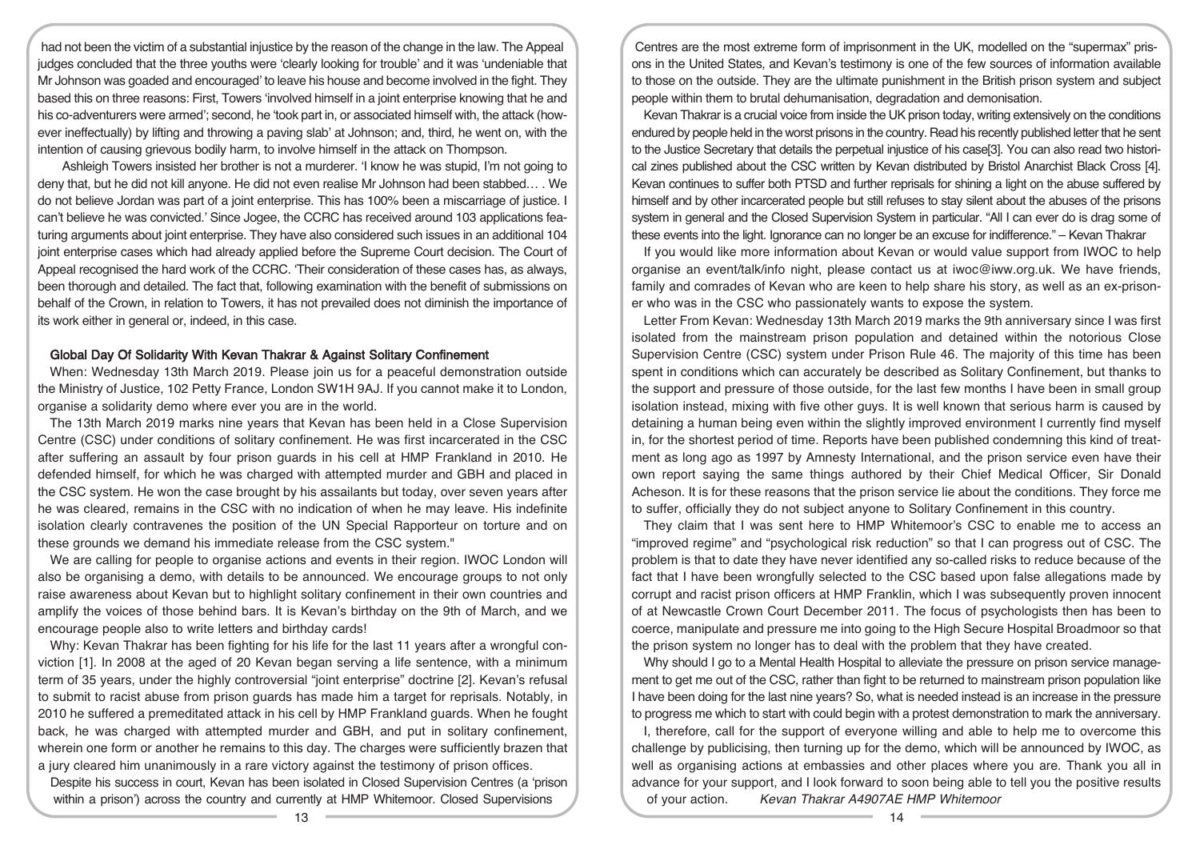had not been the victim of a substantial injustice by the reason of the change in the law. The Appeal judges concluded that the three youths were 'clearly looking for trouble' and it was 'undeniable that Mr Johnson was goaded and encouraged' to leave his house and become involved in the fight. They based this on three reasons: First, Towers 'involved himself in a joint enterprise knowing that he and his co-adventurers were armed'; second, he 'took part in, or associated himself with, the attack (however ineffectually) by lifting and throwing a paving slab' at Johnson; and, third, he went on, with the intention of causing grievous bodily harm, to involve himself in the attack on Thompson.

Ashleigh Towers insisted her brother is not a murderer. 'I know he was stupid, I'm not going to deny that, but he did not kill anyone. He did not even realise Mr Johnson had been stabbed… . We do not believe Jordan was part of a joint enterprise. This has 100% been a miscarriage of justice. I can't believe he was convicted.' Since Jogee, the CCRC has received around 103 applications featuring arguments about joint enterprise. They have also considered such issues in an additional 104 joint enterprise cases which had already applied before the Supreme Court decision. The Court of Appeal recognised the hard work of the CCRC. 'Their consideration of these cases has, as always, been thorough and detailed. The fact that, following examination with the benefit of submissions on behalf of the Crown, in relation to Towers, it has not prevailed does not diminish the importance of its work either in general or, indeed, in this case.

## Global Day Of Solidarity With Kevan Thakrar & Against Solitary Confinement

When: Wednesday 13th March 2019. Please join us for a peaceful demonstration outside the Ministry of Justice, 102 Petty France, London SW1H 9AJ. If you cannot make it to London, organise a solidarity demo where ever you are in the world.

The 13th March 2019 marks nine years that Kevan has been held in a Close Supervision Centre (CSC) under conditions of solitary confinement. He was first incarcerated in the CSC after suffering an assault by four prison guards in his cell at HMP Frankland in 2010. He defended himself, for which he was charged with attempted murder and GBH and placed in the CSC system. He won the case brought by his assailants but today, over seven years after he was cleared, remains in the CSC with no indication of when he may leave. His indefinite isolation clearly contravenes the position of the UN Special Rapporteur on torture and on these grounds we demand his immediate release from the CSC system."

We are calling for people to organise actions and events in their region. IWOC London will also be organising a demo, with details to be announced. We encourage groups to not only raise awareness about Kevan but to highlight solitary confinement in their own countries and amplify the voices of those behind bars. It is Kevan's birthday on the 9th of March, and we encourage people also to write letters and birthday cards!

Why: Kevan Thakrar has been fighting for his life for the last 11 years after a wrongful conviction [1]. In 2008 at the aged of 20 Kevan began serving a life sentence, with a minimum term of 35 years, under the highly controversial "joint enterprise" doctrine [2]. Kevan's refusal to submit to racist abuse from prison guards has made him a target for reprisals. Notably, in 2010 he suffered a premeditated attack in his cell by HMP Frankland guards. When he fought back, he was charged with attempted murder and GBH, and put in solitary confinement, wherein one form or another he remains to this day. The charges were sufficiently brazen that a jury cleared him unanimously in a rare victory against the testimony of prison offices.

Despite his success in court, Kevan has been isolated in Closed Supervision Centres (a 'prison within a prison') across the country and currently at HMP Whitemoor. Closed Supervisions Centres are the most extreme form of imprisonment in the UK, modelled on the "supermax" prisons in the United States, and Kevan's testimony is one of the few sources of information available to those on the outside. They are the ultimate punishment in the British prison system and subject people within them to brutal dehumanisation, degradation and demonisation.

Kevan Thakrar is a crucial voice from inside the UK prison today, writing extensively on the conditions endured by people held in the worst prisons in the country. Read his recently published letter that he sent to the Justice Secretary that details the perpetual injustice of his case[3]. You can also read two historical zines published about the CSC written by Kevan distributed by Bristol Anarchist Black Cross [4]. Kevan continues to suffer both PTSD and further reprisals for shining a light on the abuse suffered by himself and by other incarcerated people but still refuses to stay silent about the abuses of the prisons system in general and the Closed Supervision System in particular. "All I can ever do is drag some of these events into the light. Ignorance can no longer be an excuse for indifference." – Kevan Thakrar

If you would like more information about Kevan or would value support from IWOC to help organise an event/talk/info night, please contact us at iwoc@iww.org.uk. We have friends, family and comrades of Kevan who are keen to help share his story, as well as an ex-prisoner who was in the CSC who passionately wants to expose the system.

Letter From Kevan: Wednesday 13th March 2019 marks the 9th anniversary since I was first isolated from the mainstream prison population and detained within the notorious Close Supervision Centre (CSC) system under Prison Rule 46. The majority of this time has been spent in conditions which can accurately be described as Solitary Confinement, but thanks to the support and pressure of those outside, for the last few months I have been in small group isolation instead, mixing with five other guys. It is well known that serious harm is caused by detaining a human being even within the slightly improved environment I currently find myself in, for the shortest period of time. Reports have been published condemning this kind of treatment as long ago as 1997 by Amnesty International, and the prison service even have their own report saying the same things authored by their Chief Medical Officer, Sir Donald Acheson. It is for these reasons that the prison service lie about the conditions. They force me to suffer, officially they do not subject anyone to Solitary Confinement in this country.

They claim that I was sent here to HMP Whitemoor's CSC to enable me to access an "improved regime" and "psychological risk reduction" so that I can progress out of CSC. The problem is that to date they have never identified any so-called risks to reduce because of the fact that I have been wrongfully selected to the CSC based upon false allegations made by corrupt and racist prison officers at HMP Franklin, which I was subsequently proven innocent of at Newcastle Crown Court December 2011. The focus of psychologists then has been to coerce, manipulate and pressure me into going to the High Secure Hospital Broadmoor so that the prison system no longer has to deal with the problem that they have created.

Why should I go to a Mental Health Hospital to alleviate the pressure on prison service management to get me out of the CSC, rather than fight to be returned to mainstream prison population like I have been doing for the last nine years? So, what is needed instead is an increase in the pressure to progress me which to start with could begin with a protest demonstration to mark the anniversary.

I, therefore, call for the support of everyone willing and able to help me to overcome this challenge by publicising, then turning up for the demo, which will be announced by IWOC, as well as organising actions at embassies and other places where you are. Thank you all in advance for your support, and I look forward to soon being able to tell you the positive results of your action. *Kevan Thakrar A4907AE HMP Whitemoor*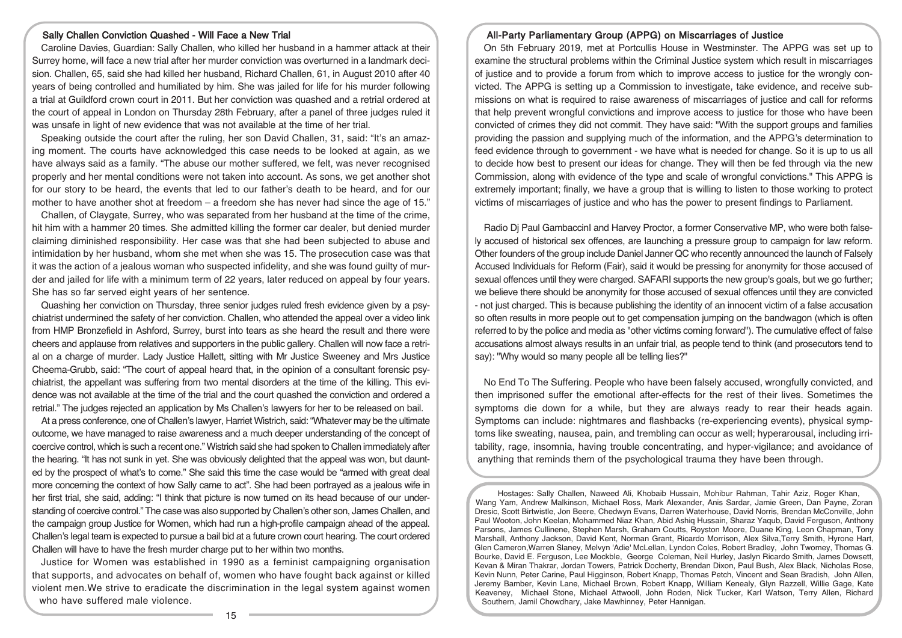## Sally Challen Conviction Quashed - Will Face a New Trial

Caroline Davies, Guardian: Sally Challen, who killed her husband in a hammer attack at their Surrey home, will face a new trial after her murder conviction was overturned in a landmark decision. Challen, 65, said she had killed her husband, Richard Challen, 61, in August 2010 after 40 years of being controlled and humiliated by him. She was jailed for life for his murder following a trial at Guildford crown court in 2011. But her conviction was quashed and a retrial ordered at the court of appeal in London on Thursday 28th February, after a panel of three judges ruled it was unsafe in light of new evidence that was not available at the time of her trial.

Speaking outside the court after the ruling, her son David Challen, 31, said: "It's an amazing moment. The courts have acknowledged this case needs to be looked at again, as we have always said as a family. "The abuse our mother suffered, we felt, was never recognised properly and her mental conditions were not taken into account. As sons, we get another shot for our story to be heard, the events that led to our father's death to be heard, and for our mother to have another shot at freedom – a freedom she has never had since the age of 15."

Challen, of Claygate, Surrey, who was separated from her husband at the time of the crime, hit him with a hammer 20 times. She admitted killing the former car dealer, but denied murder claiming diminished responsibility. Her case was that she had been subjected to abuse and intimidation by her husband, whom she met when she was 15. The prosecution case was that it was the action of a jealous woman who suspected infidelity, and she was found guilty of murder and jailed for life with a minimum term of 22 years, later reduced on appeal by four years. She has so far served eight years of her sentence.

Quashing her conviction on Thursday, three senior judges ruled fresh evidence given by a psychiatrist undermined the safety of her conviction. Challen, who attended the appeal over a video link from HMP Bronzefield in Ashford, Surrey, burst into tears as she heard the result and there were cheers and applause from relatives and supporters in the public gallery. Challen will now face a retrial on a charge of murder. Lady Justice Hallett, sitting with Mr Justice Sweeney and Mrs Justice Cheema-Grubb, said: "The court of appeal heard that, in the opinion of a consultant forensic psychiatrist, the appellant was suffering from two mental disorders at the time of the killing. This evidence was not available at the time of the trial and the court quashed the conviction and ordered a retrial." The judges rejected an application by Ms Challen's lawyers for her to be released on bail.

At a press conference, one of Challen's lawyer, Harriet Wistrich, said: "Whatever may be the ultimate outcome, we have managed to raise awareness and a much deeper understanding of the concept of coercive control, which is such a recent one." Wistrich said she had spoken to Challen immediately after the hearing. "It has not sunk in yet. She was obviously delighted that the appeal was won, but daunted by the prospect of what's to come." She said this time the case would be "armed with great deal more concerning the context of how Sally came to act". She had been portrayed as a jealous wife in her first trial, she said, adding: "I think that picture is now turned on its head because of our understanding of coercive control." The case was also supported by Challen's other son, James Challen, and the campaign group Justice for Women, which had run a high-profile campaign ahead of the appeal. Challen's legal team is expected to pursue a bail bid at a future crown court hearing. The court ordered Challen will have to have the fresh murder charge put to her within two months.

Justice for Women was established in 1990 as a feminist campaigning organisation that supports, and advocates on behalf of, women who have fought back against or killed violent men.We strive to eradicate the discrimination in the legal system against women who have suffered male violence.

## All-Party Parliamentary Group (APPG) on Miscarriages of Justice

On 5th February 2019, met at Portcullis House in Westminster. The APPG was set up to examine the structural problems within the Criminal Justice system which result in miscarriages of justice and to provide a forum from which to improve access to justice for the wrongly convicted. The APPG is setting up a Commission to investigate, take evidence, and receive submissions on what is required to raise awareness of miscarriages of justice and call for reforms that help prevent wrongful convictions and improve access to justice for those who have been convicted of crimes they did not commit. They have said: "With the support groups and families providing the passion and supplying much of the information, and the APPG's determination to feed evidence through to government - we have what is needed for change. So it is up to us all to decide how best to present our ideas for change. They will then be fed through via the new Commission, along with evidence of the type and scale of wrongful convictions." This APPG is extremely important; finally, we have a group that is willing to listen to those working to protect victims of miscarriages of justice and who has the power to present findings to Parliament.

Radio Dj Paul GambaccinI and Harvey Proctor, a former Conservative MP, who were both falsely accused of historical sex offences, are launching a pressure group to campaign for law reform. Other founders of the group include Daniel Janner QC who recently announced the launch of Falsely Accused Individuals for Reform (Fair), said it would be pressing for anonymity for those accused of sexual offences until they were charged. SAFARI supports the new group's goals, but we go further; we believe there should be anonymity for those accused of sexual offences until they are convicted - not just charged. This is because publishing the identity of an innocent victim of a false accusation so often results in more people out to get compensation jumping on the bandwagon (which is often referred to by the police and media as "other victims coming forward"). The cumulative effect of false accusations almost always results in an unfair trial, as people tend to think (and prosecutors tend to say): "Why would so many people all be telling lies?"

No End To The Suffering. People who have been falsely accused, wrongfully convicted, and then imprisoned suffer the emotional after-effects for the rest of their lives. Sometimes the symptoms die down for a while, but they are always ready to rear their heads again. Symptoms can include: nightmares and flashbacks (re-experiencing events), physical symptoms like sweating, nausea, pain, and trembling can occur as well; hyperarousal, including irritability, rage, insomnia, having trouble concentrating, and hyper-vigilance; and avoidance of anything that reminds them of the psychological trauma they have been through.

Hostages: Sally Challen, Naweed Ali, Khobaib Hussain, Mohibur Rahman, Tahir Aziz, Roger Khan, Wang Yam, Andrew Malkinson, Michael Ross, Mark Alexander, Anis Sardar, Jamie Green, Dan Payne, Zoran Dresic, Scott Birtwistle, Jon Beere, Chedwyn Evans, Darren Waterhouse, David Norris, Brendan McConville, John Paul Wooton, John Keelan, Mohammed Niaz Khan, Abid Ashiq Hussain, Sharaz Yaqub, David Ferguson, Anthony Parsons, James Cullinene, Stephen Marsh, Graham Coutts, Royston Moore, Duane King, Leon Chapman, Tony Marshall, Anthony Jackson, David Kent, Norman Grant, Ricardo Morrison, Alex Silva,Terry Smith, Hyrone Hart, Glen Cameron,Warren Slaney, Melvyn 'Adie' McLellan, Lyndon Coles, Robert Bradley, John Twomey, Thomas G. Bourke, David E. Ferguson, Lee Mockble, George Coleman, Neil Hurley, Jaslyn Ricardo Smith, James Dowsett, Kevan & Miran Thakrar, Jordan Towers, Patrick Docherty, Brendan Dixon, Paul Bush, Alex Black, Nicholas Rose, Kevin Nunn, Peter Carine, Paul Higginson, Robert Knapp, Thomas Petch, Vincent and Sean Bradish, John Allen, Jeremy Bamber, Kevin Lane, Michael Brown, Robert Knapp, William Kenealy, Glyn Razzell, Willie Gage, Kate Keaveney, Michael Stone, Michael Attwooll, John Roden, Nick Tucker, Karl Watson, Terry Allen, Richard Southern, Jamil Chowdhary, Jake Mawhinney, Peter Hannigan.